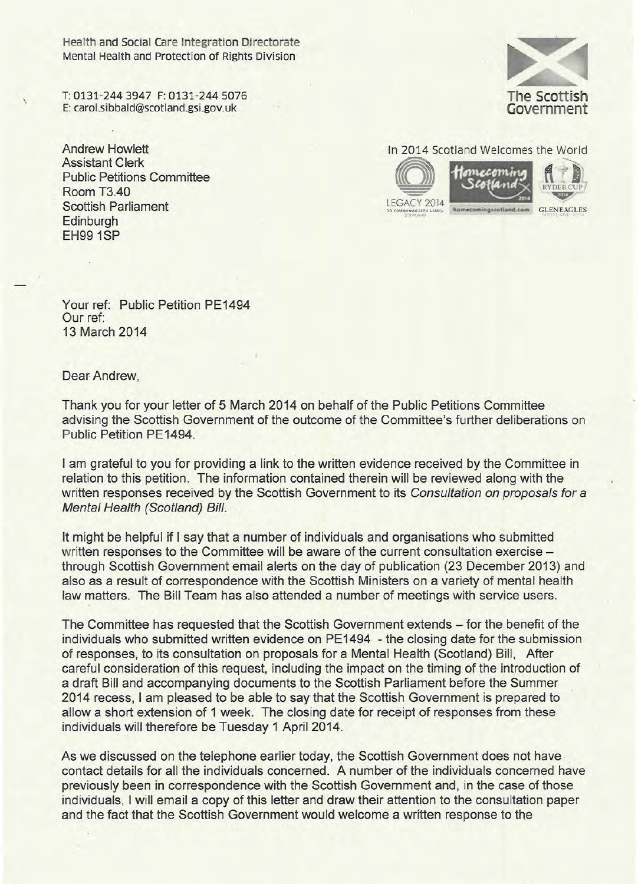Health and Social Care Integration Directorate
Mental Health and Protection of Rights Division

T: 0131-244 3947 F: 0131-244 5076
E: carol.sibbald@scotland.gsi.gov.uk

The Scottish Government

In 2014 Scotland Welcomes the World

Andrew Howlett
Assistant Clerk
Public Petitions Committee
Room T3.40
Scottish Parliament
Edinburgh
EH99 1SP

Your ref: Public Petition PE1494
Our ref:
13 March 2014

Dear Andrew,

Thank you for your letter of 5 March 2014 on behalf of the Public Petitions Committee advising the Scottish Government of the outcome of the Committee's further deliberations on Public Petition PE1494.

I am grateful to you for providing a link to the written evidence received by the Committee in relation to this petition. The information contained therein will be reviewed along with the written responses received by the Scottish Government to its *Consultation on proposals for a Mental Health (Scotland) Bill*.

It might be helpful if I say that a number of individuals and organisations who submitted written responses to the Committee will be aware of the current consultation exercise – through Scottish Government email alerts on the day of publication (23 December 2013) and also as a result of correspondence with the Scottish Ministers on a variety of mental health law matters. The Bill Team has also attended a number of meetings with service users.

The Committee has requested that the Scottish Government extends – for the benefit of the individuals who submitted written evidence on PE1494 - the closing date for the submission of responses, to its consultation on proposals for a Mental Health (Scotland) Bill, After careful consideration of this request, including the impact on the timing of the introduction of a draft Bill and accompanying documents to the Scottish Parliament before the Summer 2014 recess, I am pleased to be able to say that the Scottish Government is prepared to allow a short extension of 1 week. The closing date for receipt of responses from these individuals will therefore be Tuesday 1 April 2014.

As we discussed on the telephone earlier today, the Scottish Government does not have contact details for all the individuals concerned. A number of the individuals concerned have previously been in correspondence with the Scottish Government and, in the case of those individuals, I will email a copy of this letter and draw their attention to the consultation paper and the fact that the Scottish Government would welcome a written response to the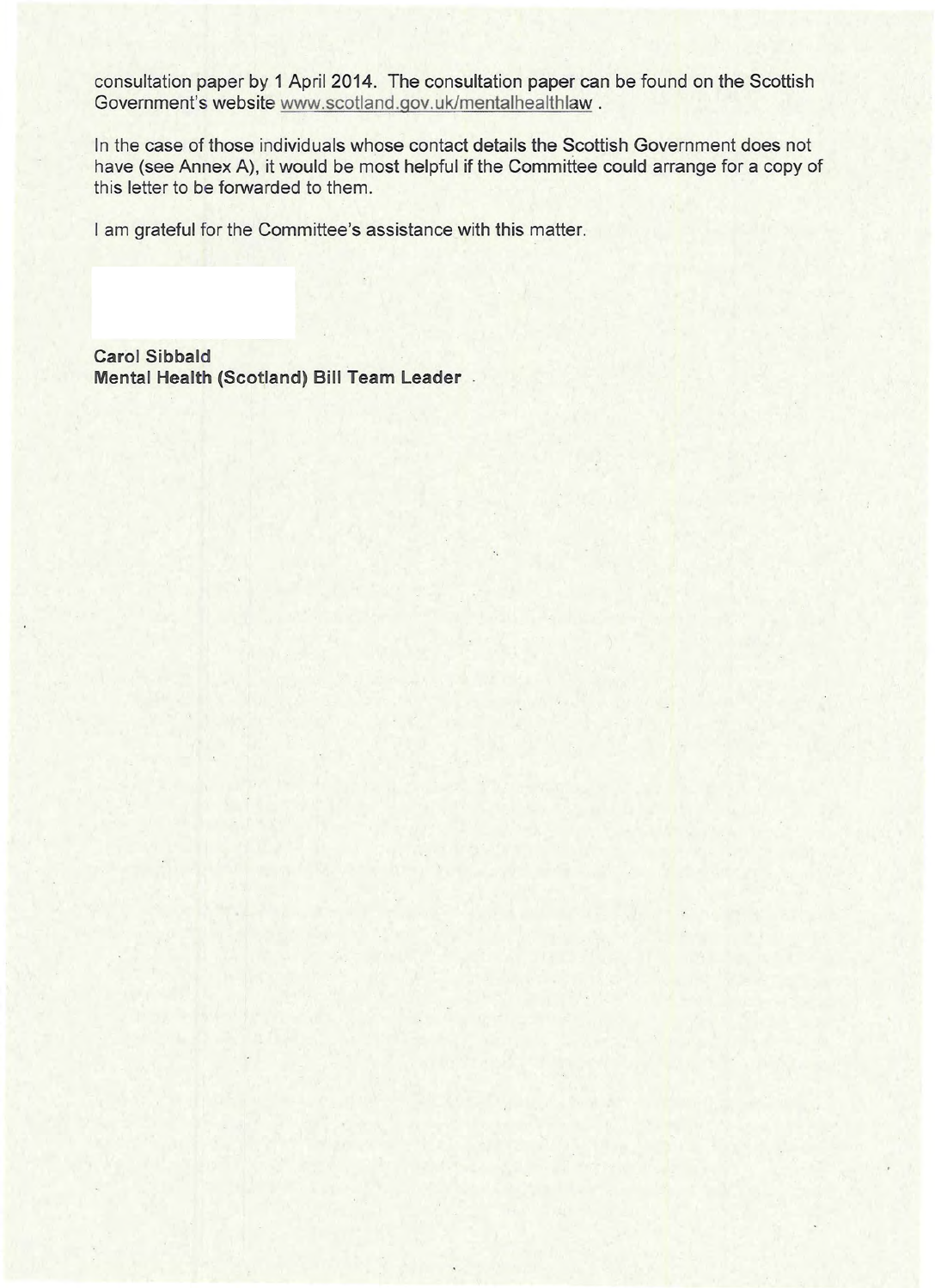consultation paper by 1 April 2014. The consultation paper can be found on the Scottish Government's website www.scotland.gov.uk/mentalhealthlaw .

In the case of those individuals whose contact details the Scottish Government does not have (see Annex A), it would be most helpful if the Committee could arrange for a copy of this letter to be forwarded to them.

I am grateful for the Committee's assistance with this matter.

**Carol Sibbald**
**Mental Health (Scotland) Bill Team Leader**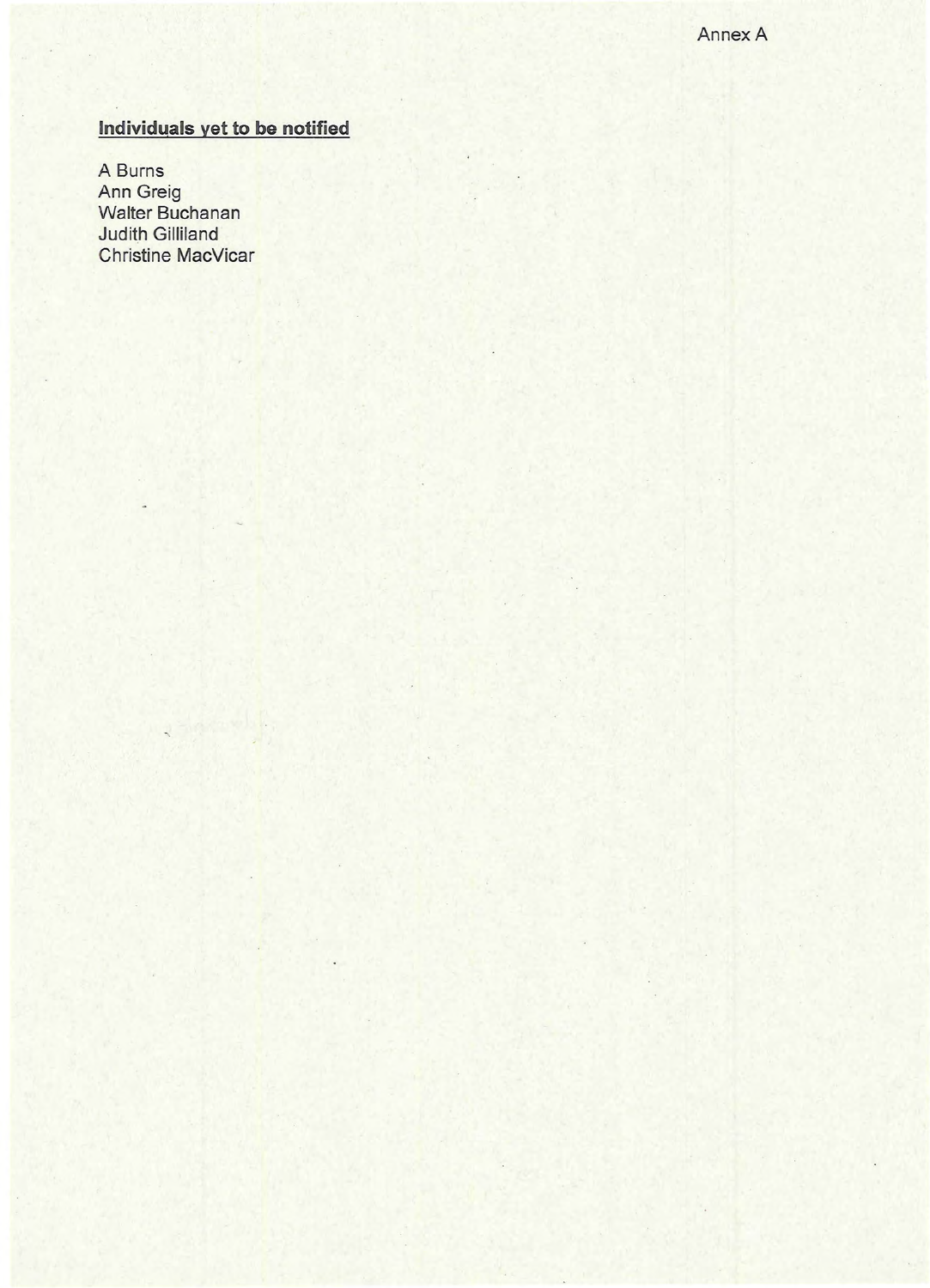Annex A

**<u>Individuals yet to be notified</u>**

A Burns
Ann Greig
Walter Buchanan
Judith Gilliland
Christine MacVicar